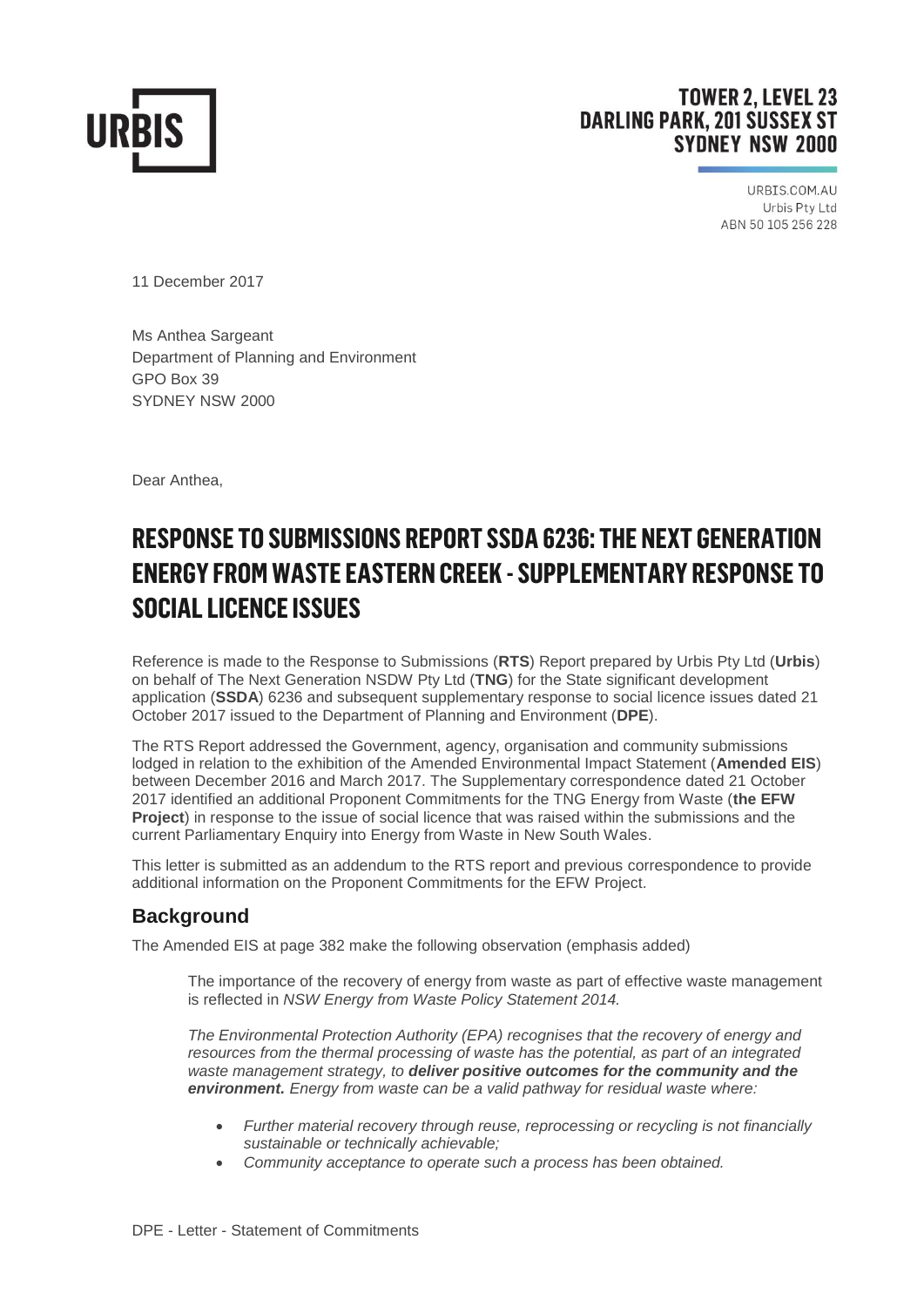URBIS

TOWER 2, LEVEL 23
DARLING PARK, 201 SUSSEX ST
SYDNEY NSW 2000

URBIS.COM.AU
Urbis Pty Ltd
ABN 50 105 256 228

11 December 2017

Ms Anthea Sargeant
Department of Planning and Environment
GPO Box 39
SYDNEY NSW 2000

Dear Anthea,

# RESPONSE TO SUBMISSIONS REPORT SSDA 6236: THE NEXT GENERATION ENERGY FROM WASTE EASTERN CREEK - SUPPLEMENTARY RESPONSE TO SOCIAL LICENCE ISSUES

Reference is made to the Response to Submissions (**RTS**) Report prepared by Urbis Pty Ltd (**Urbis**) on behalf of The Next Generation NSDW Pty Ltd (**TNG**) for the State significant development application (**SSDA**) 6236 and subsequent supplementary response to social licence issues dated 21 October 2017 issued to the Department of Planning and Environment (**DPE**).

The RTS Report addressed the Government, agency, organisation and community submissions lodged in relation to the exhibition of the Amended Environmental Impact Statement (**Amended EIS**) between December 2016 and March 2017. The Supplementary correspondence dated 21 October 2017 identified an additional Proponent Commitments for the TNG Energy from Waste (**the EFW Project**) in response to the issue of social licence that was raised within the submissions and the current Parliamentary Enquiry into Energy from Waste in New South Wales.

This letter is submitted as an addendum to the RTS report and previous correspondence to provide additional information on the Proponent Commitments for the EFW Project.

## Background

The Amended EIS at page 382 make the following observation (emphasis added)

> The importance of the recovery of energy from waste as part of effective waste management is reflected in *NSW Energy from Waste Policy Statement 2014.*
>
> *The Environmental Protection Authority (EPA) recognises that the recovery of energy and resources from the thermal processing of waste has the potential, as part of an integrated waste management strategy, to* ***deliver positive outcomes for the community and the environment.*** *Energy from waste can be a valid pathway for residual waste where:*
>
> - *Further material recovery through reuse, reprocessing or recycling is not financially sustainable or technically achievable;*
> - *Community acceptance to operate such a process has been obtained.*

DPE - Letter - Statement of Commitments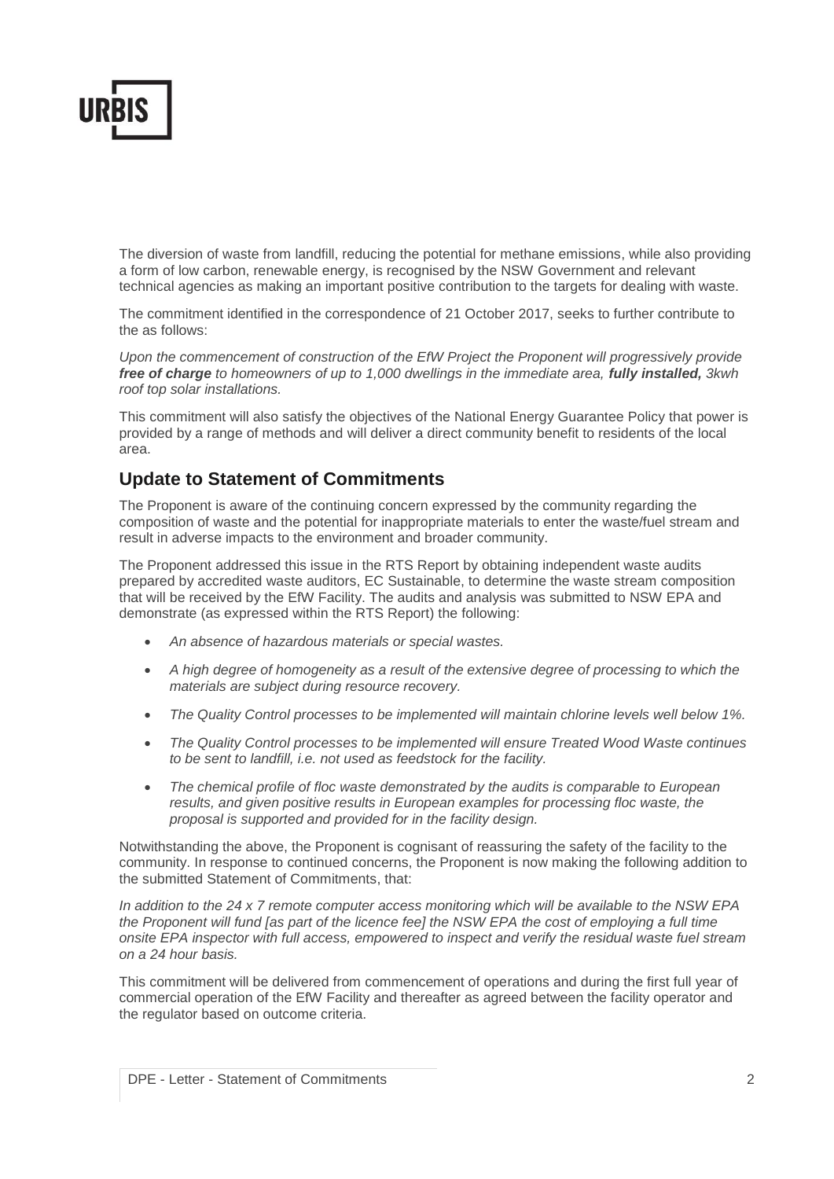The diversion of waste from landfill, reducing the potential for methane emissions, while also providing a form of low carbon, renewable energy, is recognised by the NSW Government and relevant technical agencies as making an important positive contribution to the targets for dealing with waste.

The commitment identified in the correspondence of 21 October 2017, seeks to further contribute to the as follows:

*Upon the commencement of construction of the EfW Project the Proponent will progressively provide **free of charge** to homeowners of up to 1,000 dwellings in the immediate area, **fully installed,** 3kwh roof top solar installations.*

This commitment will also satisfy the objectives of the National Energy Guarantee Policy that power is provided by a range of methods and will deliver a direct community benefit to residents of the local area.

## Update to Statement of Commitments

The Proponent is aware of the continuing concern expressed by the community regarding the composition of waste and the potential for inappropriate materials to enter the waste/fuel stream and result in adverse impacts to the environment and broader community.

The Proponent addressed this issue in the RTS Report by obtaining independent waste audits prepared by accredited waste auditors, EC Sustainable, to determine the waste stream composition that will be received by the EfW Facility. The audits and analysis was submitted to NSW EPA and demonstrate (as expressed within the RTS Report) the following:

- *An absence of hazardous materials or special wastes.*
- *A high degree of homogeneity as a result of the extensive degree of processing to which the materials are subject during resource recovery.*
- *The Quality Control processes to be implemented will maintain chlorine levels well below 1%.*
- *The Quality Control processes to be implemented will ensure Treated Wood Waste continues to be sent to landfill, i.e. not used as feedstock for the facility.*
- *The chemical profile of floc waste demonstrated by the audits is comparable to European results, and given positive results in European examples for processing floc waste, the proposal is supported and provided for in the facility design.*

Notwithstanding the above, the Proponent is cognisant of reassuring the safety of the facility to the community. In response to continued concerns, the Proponent is now making the following addition to the submitted Statement of Commitments, that:

*In addition to the 24 x 7 remote computer access monitoring which will be available to the NSW EPA the Proponent will fund [as part of the licence fee] the NSW EPA the cost of employing a full time onsite EPA inspector with full access, empowered to inspect and verify the residual waste fuel stream on a 24 hour basis.*

This commitment will be delivered from commencement of operations and during the first full year of commercial operation of the EfW Facility and thereafter as agreed between the facility operator and the regulator based on outcome criteria.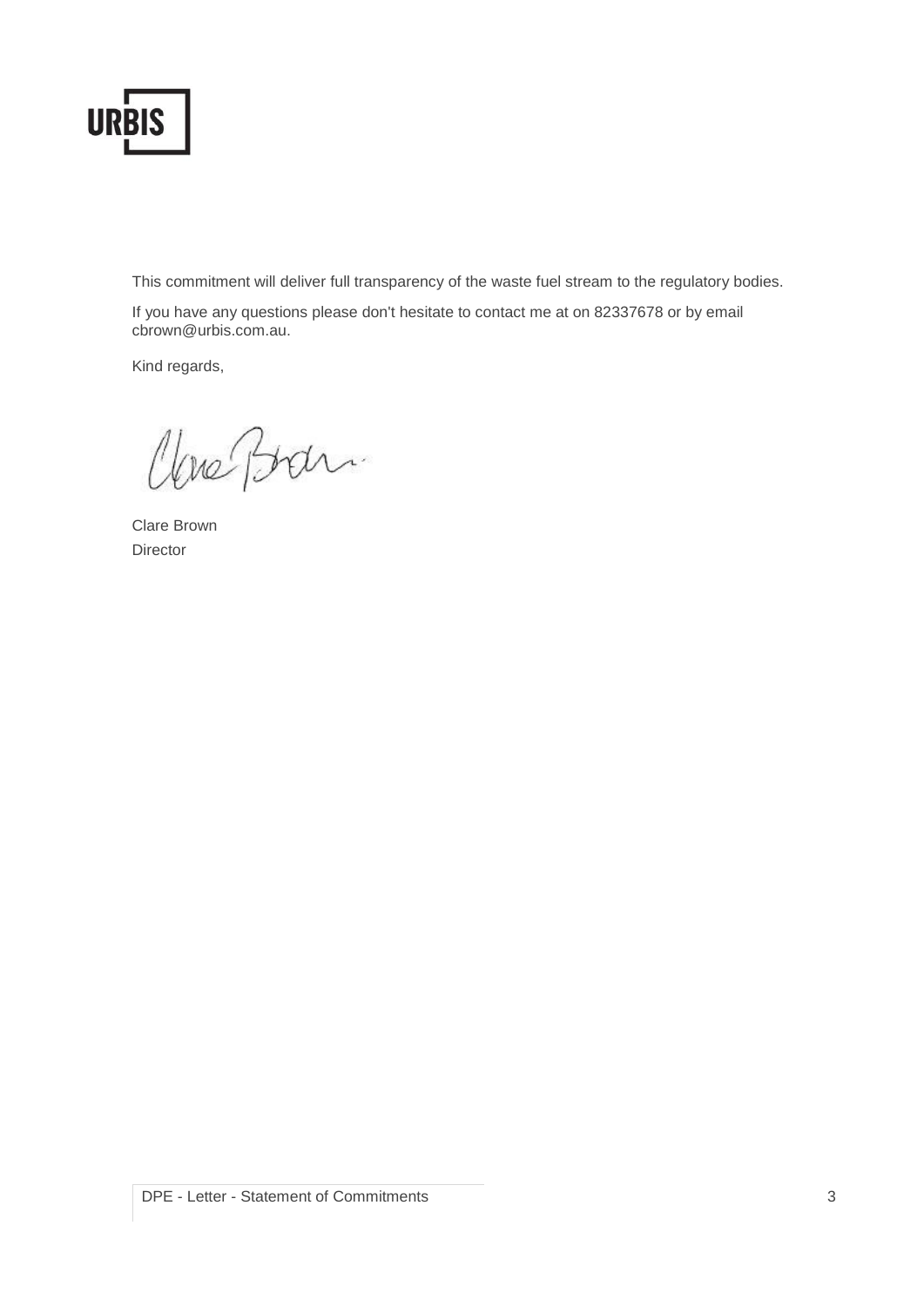This commitment will deliver full transparency of the waste fuel stream to the regulatory bodies.

If you have any questions please don't hesitate to contact me at on 82337678 or by email cbrown@urbis.com.au.

Kind regards,

Clare Brown
Director